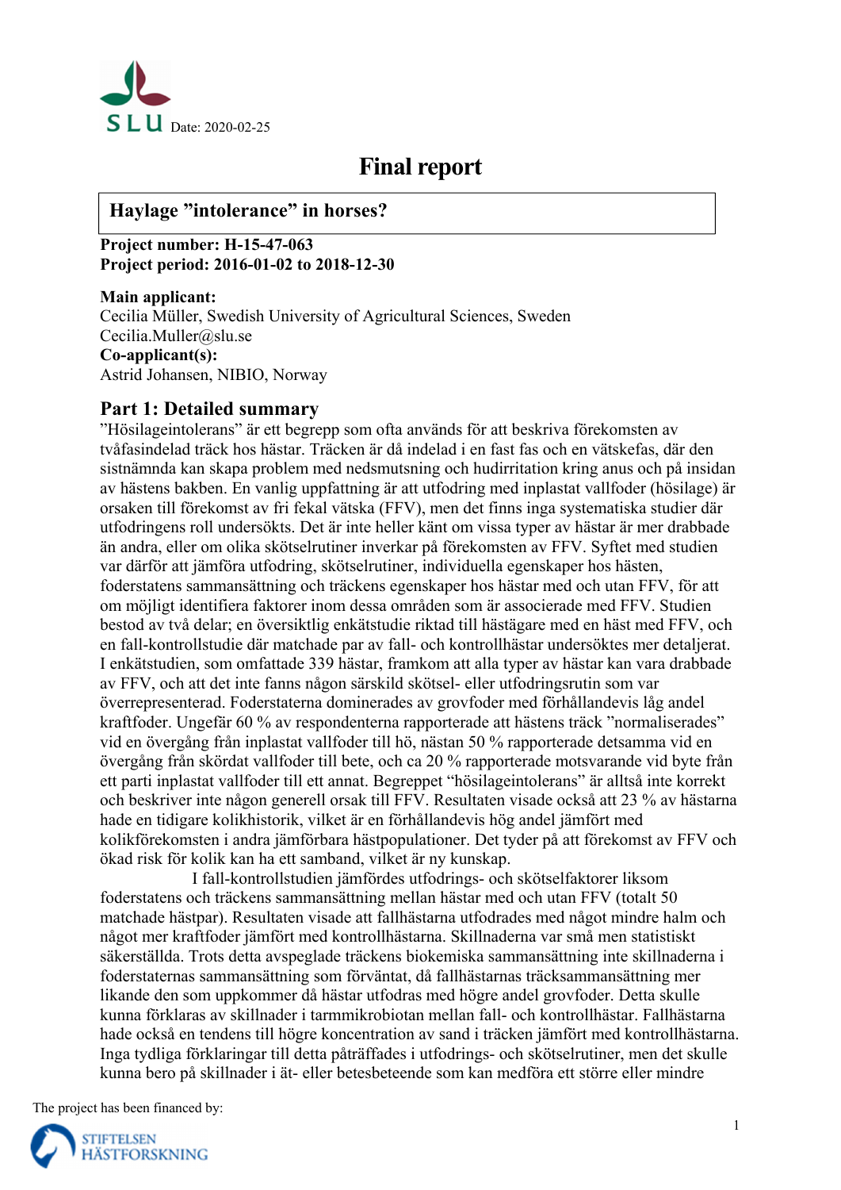SLU Date: 2020-02-25

# Final report

## Haylage "intolerance" in horses?

**Project number: H-15-47-063**
**Project period: 2016-01-02 to 2018-12-30**

**Main applicant:**
Cecilia Müller, Swedish University of Agricultural Sciences, Sweden
Cecilia.Muller@slu.se
**Co-applicant(s):**
Astrid Johansen, NIBIO, Norway

## Part 1: Detailed summary

"Hösilageintolerans" är ett begrepp som ofta används för att beskriva förekomsten av tvåfasindelad träck hos hästar. Träcken är då indelad i en fast fas och en vätskefas, där den sistnämnda kan skapa problem med nedsmutsning och hudirritation kring anus och på insidan av hästens bakben. En vanlig uppfattning är att utfodring med inplastat vallfoder (hösilage) är orsaken till förekomst av fri fekal vätska (FFV), men det finns inga systematiska studier där utfodringens roll undersökts. Det är inte heller känt om vissa typer av hästar är mer drabbade än andra, eller om olika skötselrutiner inverkar på förekomsten av FFV. Syftet med studien var därför att jämföra utfodring, skötselrutiner, individuella egenskaper hos hästen, foderstatens sammansättning och träckens egenskaper hos hästar med och utan FFV, för att om möjligt identifiera faktorer inom dessa områden som är associerade med FFV. Studien bestod av två delar; en översiktlig enkätstudie riktad till hästägare med en häst med FFV, och en fall-kontrollstudie där matchade par av fall- och kontrollhästar undersöktes mer detaljerat. I enkätstudien, som omfattade 339 hästar, framkom att alla typer av hästar kan vara drabbade av FFV, och att det inte fanns någon särskild skötsel- eller utfodringsrutin som var överrepresenterad. Foderstaterna dominerades av grovfoder med förhållandevis låg andel kraftfoder. Ungefär 60 % av respondenterna rapporterade att hästens träck "normaliserades" vid en övergång från inplastat vallfoder till hö, nästan 50 % rapporterade detsamma vid en övergång från skördat vallfoder till bete, och ca 20 % rapporterade motsvarande vid byte från ett parti inplastat vallfoder till ett annat. Begreppet "hösilageintolerans" är alltså inte korrekt och beskriver inte någon generell orsak till FFV. Resultaten visade också att 23 % av hästarna hade en tidigare kolikhistorik, vilket är en förhållandevis hög andel jämfört med kolikförekomsten i andra jämförbara hästpopulationer. Det tyder på att förekomst av FFV och ökad risk för kolik kan ha ett samband, vilket är ny kunskap.

I fall-kontrollstudien jämfördes utfodrings- och skötselfaktorer liksom foderstatens och träckens sammansättning mellan hästar med och utan FFV (totalt 50 matchade hästpar). Resultaten visade att fallhästarna utfodrades med något mindre halm och något mer kraftfoder jämfört med kontrollhästarna. Skillnaderna var små men statistiskt säkerställda. Trots detta avspeglade träckens biokemiska sammansättning inte skillnaderna i foderstaternas sammansättning som förväntat, då fallhästarnas träcksammansättning mer liknande den som uppkommer då hästar utfodras med högre andel grovfoder. Detta skulle kunna förklaras av skillnader i tarmmikrobiotan mellan fall- och kontrollhästar. Fallhästarna hade också en tendens till högre koncentration av sand i träcken jämfört med kontrollhästarna. Inga tydliga förklaringar till detta påträffades i utfodrings- och skötselrutiner, men det skulle kunna bero på skillnader i ät- eller betesbeteende som kan medföra ett större eller mindre

The project has been financed by:
STIFTELSEN HÄSTFORSKNING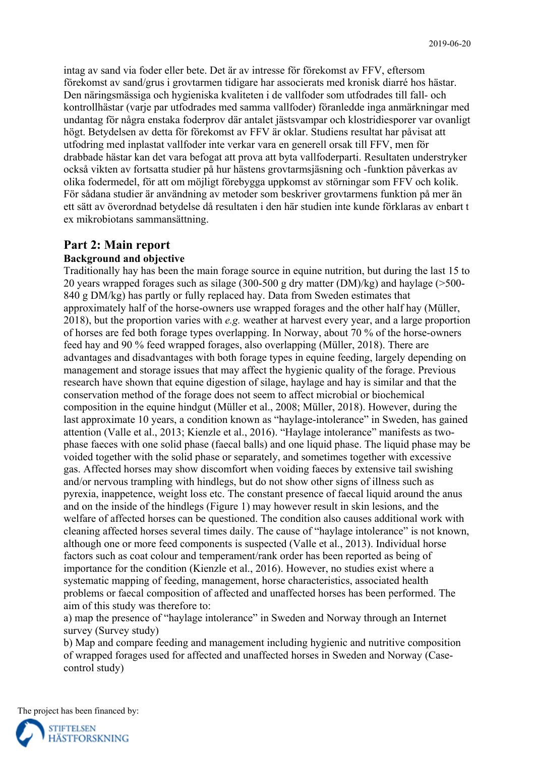intag av sand via foder eller bete. Det är av intresse för förekomst av FFV, eftersom förekomst av sand/grus i grovtarmen tidigare har associerats med kronisk diarré hos hästar. Den näringsmässiga och hygieniska kvaliteten i de vallfoder som utfodrades till fall- och kontrollhästar (varje par utfodrades med samma vallfoder) föranledde inga anmärkningar med undantag för några enstaka foderprov där antalet jästsvampar och klostridiesporer var ovanligt högt. Betydelsen av detta för förekomst av FFV är oklar. Studiens resultat har påvisat att utfodring med inplastat vallfoder inte verkar vara en generell orsak till FFV, men för drabbade hästar kan det vara befogat att prova att byta vallfoderparti. Resultaten understryker också vikten av fortsatta studier på hur hästens grovtarmsjäsning och -funktion påverkas av olika fodermedel, för att om möjligt förebygga uppkomst av störningar som FFV och kolik. För sådana studier är användning av metoder som beskriver grovtarmens funktion på mer än ett sätt av överordnad betydelse då resultaten i den här studien inte kunde förklaras av enbart t ex mikrobiotans sammansättning.

## Part 2: Main report

### Background and objective

Traditionally hay has been the main forage source in equine nutrition, but during the last 15 to 20 years wrapped forages such as silage (300-500 g dry matter (DM)/kg) and haylage (>500-840 g DM/kg) has partly or fully replaced hay. Data from Sweden estimates that approximately half of the horse-owners use wrapped forages and the other half hay (Müller, 2018), but the proportion varies with *e.g.* weather at harvest every year, and a large proportion of horses are fed both forage types overlapping. In Norway, about 70 % of the horse-owners feed hay and 90 % feed wrapped forages, also overlapping (Müller, 2018). There are advantages and disadvantages with both forage types in equine feeding, largely depending on management and storage issues that may affect the hygienic quality of the forage. Previous research have shown that equine digestion of silage, haylage and hay is similar and that the conservation method of the forage does not seem to affect microbial or biochemical composition in the equine hindgut (Müller et al., 2008; Müller, 2018). However, during the last approximate 10 years, a condition known as "haylage-intolerance" in Sweden, has gained attention (Valle et al., 2013; Kienzle et al., 2016). "Haylage intolerance" manifests as two-phase faeces with one solid phase (faecal balls) and one liquid phase. The liquid phase may be voided together with the solid phase or separately, and sometimes together with excessive gas. Affected horses may show discomfort when voiding faeces by extensive tail swishing and/or nervous trampling with hindlegs, but do not show other signs of illness such as pyrexia, inappetence, weight loss etc. The constant presence of faecal liquid around the anus and on the inside of the hindlegs (Figure 1) may however result in skin lesions, and the welfare of affected horses can be questioned. The condition also causes additional work with cleaning affected horses several times daily. The cause of "haylage intolerance" is not known, although one or more feed components is suspected (Valle et al., 2013). Individual horse factors such as coat colour and temperament/rank order has been reported as being of importance for the condition (Kienzle et al., 2016). However, no studies exist where a systematic mapping of feeding, management, horse characteristics, associated health problems or faecal composition of affected and unaffected horses has been performed. The aim of this study was therefore to:

a) map the presence of "haylage intolerance" in Sweden and Norway through an Internet survey (Survey study)

b) Map and compare feeding and management including hygienic and nutritive composition of wrapped forages used for affected and unaffected horses in Sweden and Norway (Case-control study)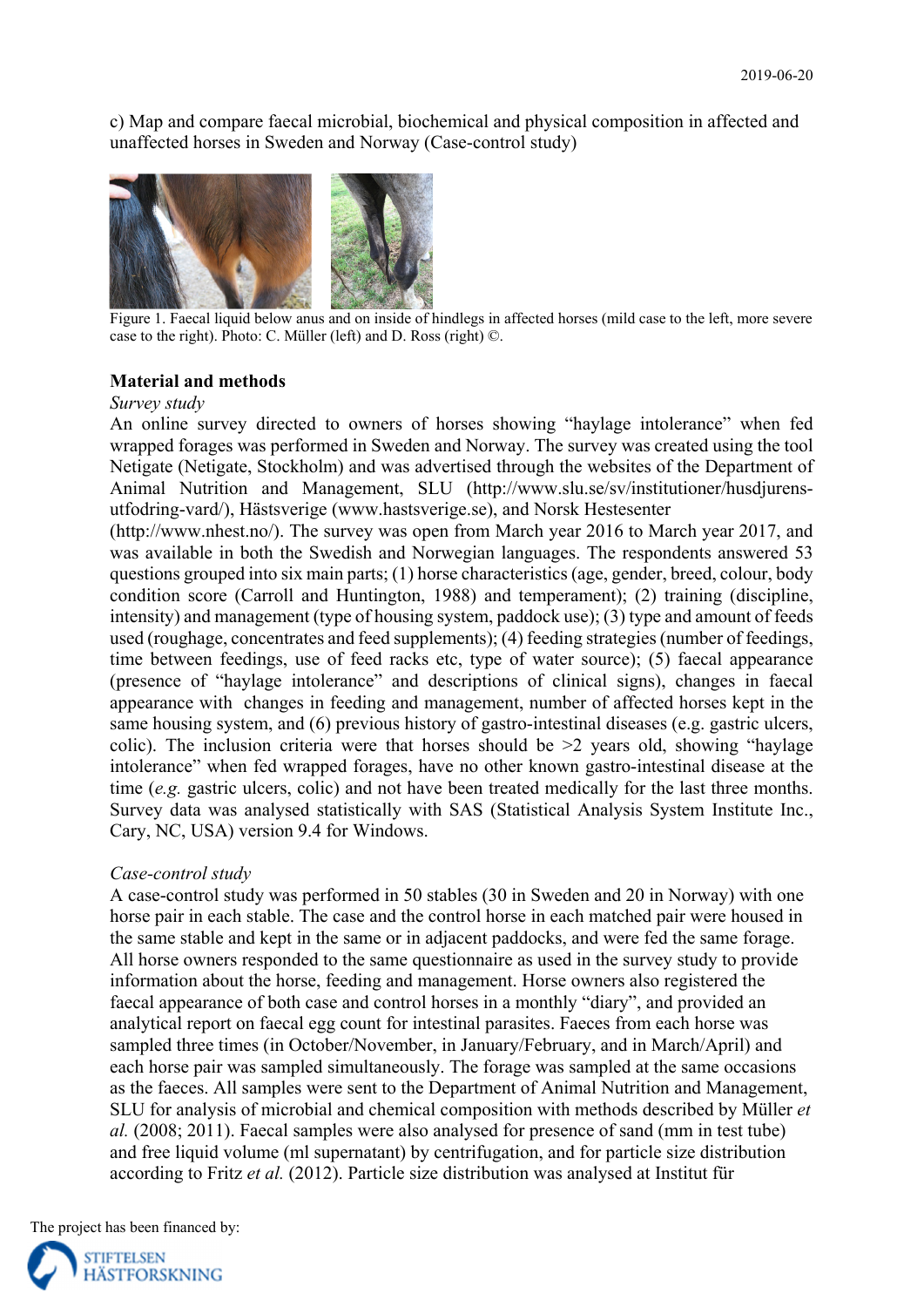c) Map and compare faecal microbial, biochemical and physical composition in affected and unaffected horses in Sweden and Norway (Case-control study)

Figure 1. Faecal liquid below anus and on inside of hindlegs in affected horses (mild case to the left, more severe case to the right). Photo: C. Müller (left) and D. Ross (right) ©.

## Material and methods

*Survey study*

An online survey directed to owners of horses showing "haylage intolerance" when fed wrapped forages was performed in Sweden and Norway. The survey was created using the tool Netigate (Netigate, Stockholm) and was advertised through the websites of the Department of Animal Nutrition and Management, SLU (http://www.slu.se/sv/institutioner/husdjurens-utfodring-vard/), Hästsverige (www.hastsverige.se), and Norsk Hestesenter (http://www.nhest.no/). The survey was open from March year 2016 to March year 2017, and was available in both the Swedish and Norwegian languages. The respondents answered 53 questions grouped into six main parts; (1) horse characteristics (age, gender, breed, colour, body condition score (Carroll and Huntington, 1988) and temperament); (2) training (discipline, intensity) and management (type of housing system, paddock use); (3) type and amount of feeds used (roughage, concentrates and feed supplements); (4) feeding strategies (number of feedings, time between feedings, use of feed racks etc, type of water source); (5) faecal appearance (presence of "haylage intolerance" and descriptions of clinical signs), changes in faecal appearance with changes in feeding and management, number of affected horses kept in the same housing system, and (6) previous history of gastro-intestinal diseases (e.g. gastric ulcers, colic). The inclusion criteria were that horses should be >2 years old, showing "haylage intolerance" when fed wrapped forages, have no other known gastro-intestinal disease at the time (*e.g.* gastric ulcers, colic) and not have been treated medically for the last three months. Survey data was analysed statistically with SAS (Statistical Analysis System Institute Inc., Cary, NC, USA) version 9.4 for Windows.

*Case-control study*

A case-control study was performed in 50 stables (30 in Sweden and 20 in Norway) with one horse pair in each stable. The case and the control horse in each matched pair were housed in the same stable and kept in the same or in adjacent paddocks, and were fed the same forage. All horse owners responded to the same questionnaire as used in the survey study to provide information about the horse, feeding and management. Horse owners also registered the faecal appearance of both case and control horses in a monthly "diary", and provided an analytical report on faecal egg count for intestinal parasites. Faeces from each horse was sampled three times (in October/November, in January/February, and in March/April) and each horse pair was sampled simultaneously. The forage was sampled at the same occasions as the faeces. All samples were sent to the Department of Animal Nutrition and Management, SLU for analysis of microbial and chemical composition with methods described by Müller *et al.* (2008; 2011). Faecal samples were also analysed for presence of sand (mm in test tube) and free liquid volume (ml supernatant) by centrifugation, and for particle size distribution according to Fritz *et al.* (2012). Particle size distribution was analysed at Institut für

The project has been financed by:

STIFTELSEN HÄSTFORSKNING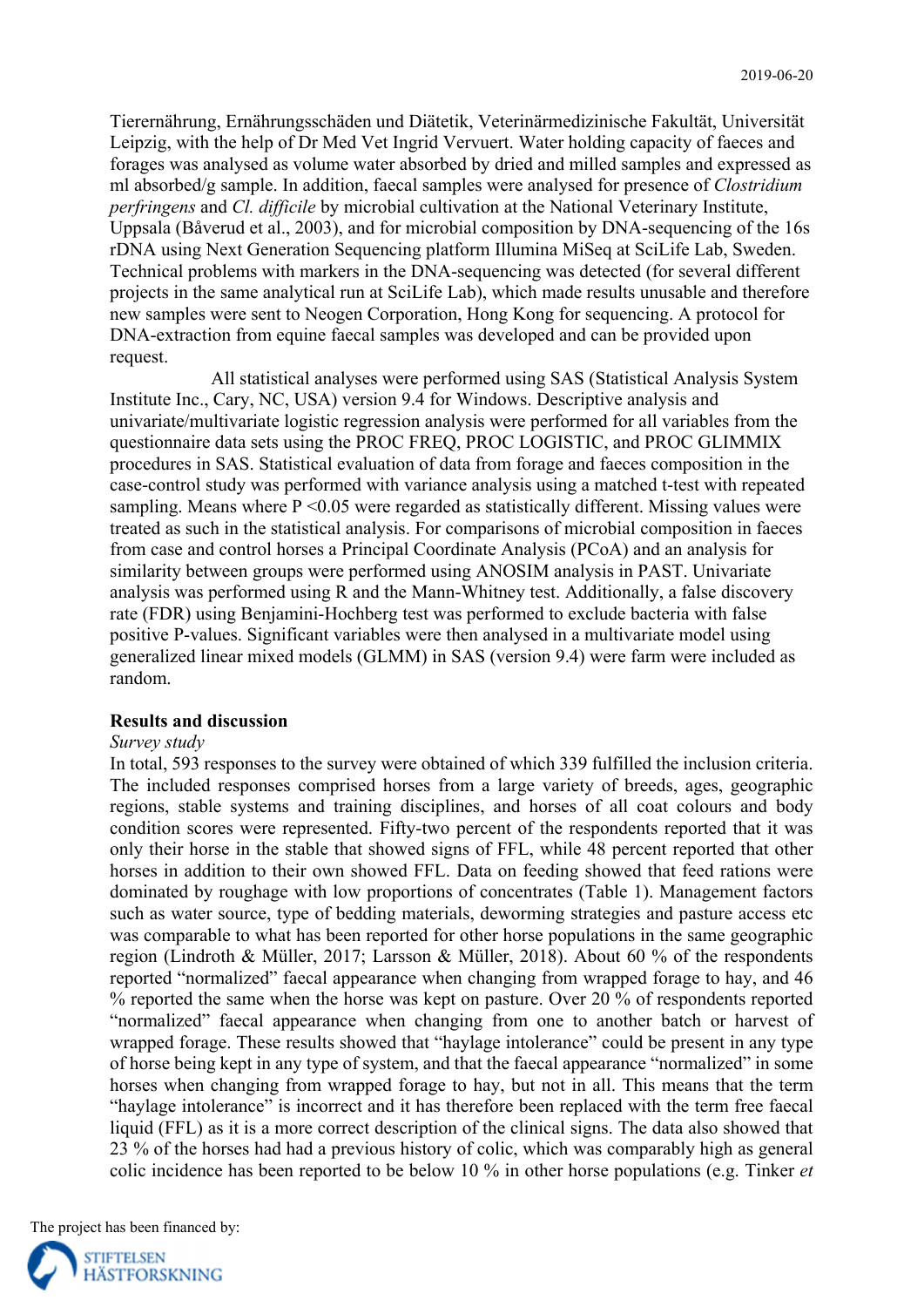Tierernährung, Ernährungsschäden und Diätetik, Veterinärmedizinische Fakultät, Universität Leipzig, with the help of Dr Med Vet Ingrid Vervuert. Water holding capacity of faeces and forages was analysed as volume water absorbed by dried and milled samples and expressed as ml absorbed/g sample. In addition, faecal samples were analysed for presence of *Clostridium perfringens* and *Cl. difficile* by microbial cultivation at the National Veterinary Institute, Uppsala (Båverud et al., 2003), and for microbial composition by DNA-sequencing of the 16s rDNA using Next Generation Sequencing platform Illumina MiSeq at SciLife Lab, Sweden. Technical problems with markers in the DNA-sequencing was detected (for several different projects in the same analytical run at SciLife Lab), which made results unusable and therefore new samples were sent to Neogen Corporation, Hong Kong for sequencing. A protocol for DNA-extraction from equine faecal samples was developed and can be provided upon request.

All statistical analyses were performed using SAS (Statistical Analysis System Institute Inc., Cary, NC, USA) version 9.4 for Windows. Descriptive analysis and univariate/multivariate logistic regression analysis were performed for all variables from the questionnaire data sets using the PROC FREQ, PROC LOGISTIC, and PROC GLIMMIX procedures in SAS. Statistical evaluation of data from forage and faeces composition in the case-control study was performed with variance analysis using a matched t-test with repeated sampling. Means where $P < 0.05$ were regarded as statistically different. Missing values were treated as such in the statistical analysis. For comparisons of microbial composition in faeces from case and control horses a Principal Coordinate Analysis (PCoA) and an analysis for similarity between groups were performed using ANOSIM analysis in PAST. Univariate analysis was performed using R and the Mann-Whitney test. Additionally, a false discovery rate (FDR) using Benjamini-Hochberg test was performed to exclude bacteria with false positive P-values. Significant variables were then analysed in a multivariate model using generalized linear mixed models (GLMM) in SAS (version 9.4) were farm were included as random.

**Results and discussion**

*Survey study*

In total, 593 responses to the survey were obtained of which 339 fulfilled the inclusion criteria. The included responses comprised horses from a large variety of breeds, ages, geographic regions, stable systems and training disciplines, and horses of all coat colours and body condition scores were represented. Fifty-two percent of the respondents reported that it was only their horse in the stable that showed signs of FFL, while 48 percent reported that other horses in addition to their own showed FFL. Data on feeding showed that feed rations were dominated by roughage with low proportions of concentrates (Table 1). Management factors such as water source, type of bedding materials, deworming strategies and pasture access etc was comparable to what has been reported for other horse populations in the same geographic region (Lindroth & Müller, 2017; Larsson & Müller, 2018). About 60 % of the respondents reported "normalized" faecal appearance when changing from wrapped forage to hay, and 46 % reported the same when the horse was kept on pasture. Over 20 % of respondents reported "normalized" faecal appearance when changing from one to another batch or harvest of wrapped forage. These results showed that "haylage intolerance" could be present in any type of horse being kept in any type of system, and that the faecal appearance "normalized" in some horses when changing from wrapped forage to hay, but not in all. This means that the term "haylage intolerance" is incorrect and it has therefore been replaced with the term free faecal liquid (FFL) as it is a more correct description of the clinical signs. The data also showed that 23 % of the horses had had a previous history of colic, which was comparably high as general colic incidence has been reported to be below 10 % in other horse populations (e.g. Tinker *et*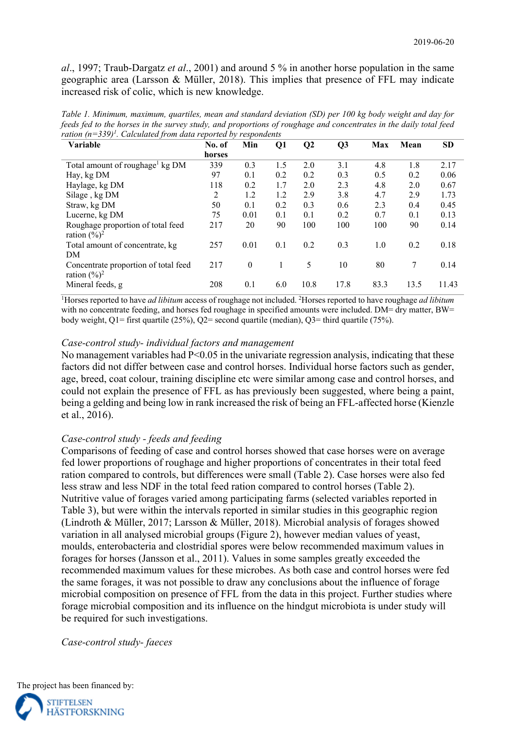*al*., 1997; Traub-Dargatz *et al*., 2001) and around 5 % in another horse population in the same geographic area (Larsson & Müller, 2018). This implies that presence of FFL may indicate increased risk of colic, which is new knowledge.

*Table 1. Minimum, maximum, quartiles, mean and standard deviation (SD) per 100 kg body weight and day for feeds fed to the horses in the survey study, and proportions of roughage and concentrates in the daily total feed ration (n=339)[1]. Calculated from data reported by respondents*

| Variable | No. of horses | Min | Q1 | Q2 | Q3 | Max | Mean | SD |
|---|---|---|---|---|---|---|---|---|
| Total amount of roughage[1] kg DM | 339 | 0.3 | 1.5 | 2.0 | 3.1 | 4.8 | 1.8 | 2.17 |
| Hay, kg DM | 97 | 0.1 | 0.2 | 0.2 | 0.3 | 0.5 | 0.2 | 0.06 |
| Haylage, kg DM | 118 | 0.2 | 1.7 | 2.0 | 2.3 | 4.8 | 2.0 | 0.67 |
| Silage , kg DM | 2 | 1.2 | 1.2 | 2.9 | 3.8 | 4.7 | 2.9 | 1.73 |
| Straw, kg DM | 50 | 0.1 | 0.2 | 0.3 | 0.6 | 2.3 | 0.4 | 0.45 |
| Lucerne, kg DM | 75 | 0.01 | 0.1 | 0.1 | 0.2 | 0.7 | 0.1 | 0.13 |
| Roughage proportion of total feed ration (%)[2] | 217 | 20 | 90 | 100 | 100 | 100 | 90 | 0.14 |
| Total amount of concentrate, kg DM | 257 | 0.01 | 0.1 | 0.2 | 0.3 | 1.0 | 0.2 | 0.18 |
| Concentrate proportion of total feed ration (%)[2] | 217 | 0 | 1 | 5 | 10 | 80 | 7 | 0.14 |
| Mineral feeds, g | 208 | 0.1 | 6.0 | 10.8 | 17.8 | 83.3 | 13.5 | 11.43 |

[1]Horses reported to have *ad libitum* access of roughage not included. [2]Horses reported to have roughage *ad libitum* with no concentrate feeding, and horses fed roughage in specified amounts were included. DM= dry matter, BW= body weight, Q1= first quartile (25%), Q2= second quartile (median), Q3= third quartile (75%).

### *Case-control study- individual factors and management*

No management variables had P<0.05 in the univariate regression analysis, indicating that these factors did not differ between case and control horses. Individual horse factors such as gender, age, breed, coat colour, training discipline etc were similar among case and control horses, and could not explain the presence of FFL as has previously been suggested, where being a paint, being a gelding and being low in rank increased the risk of being an FFL-affected horse (Kienzle et al., 2016).

### *Case-control study - feeds and feeding*

Comparisons of feeding of case and control horses showed that case horses were on average fed lower proportions of roughage and higher proportions of concentrates in their total feed ration compared to controls, but differences were small (Table 2). Case horses were also fed less straw and less NDF in the total feed ration compared to control horses (Table 2). Nutritive value of forages varied among participating farms (selected variables reported in Table 3), but were within the intervals reported in similar studies in this geographic region (Lindroth & Müller, 2017; Larsson & Müller, 2018). Microbial analysis of forages showed variation in all analysed microbial groups (Figure 2), however median values of yeast, moulds, enterobacteria and clostridial spores were below recommended maximum values in forages for horses (Jansson et al., 2011). Values in some samples greatly exceeded the recommended maximum values for these microbes. As both case and control horses were fed the same forages, it was not possible to draw any conclusions about the influence of forage microbial composition on presence of FFL from the data in this project. Further studies where forage microbial composition and its influence on the hindgut microbiota is under study will be required for such investigations.

### *Case-control study- faeces*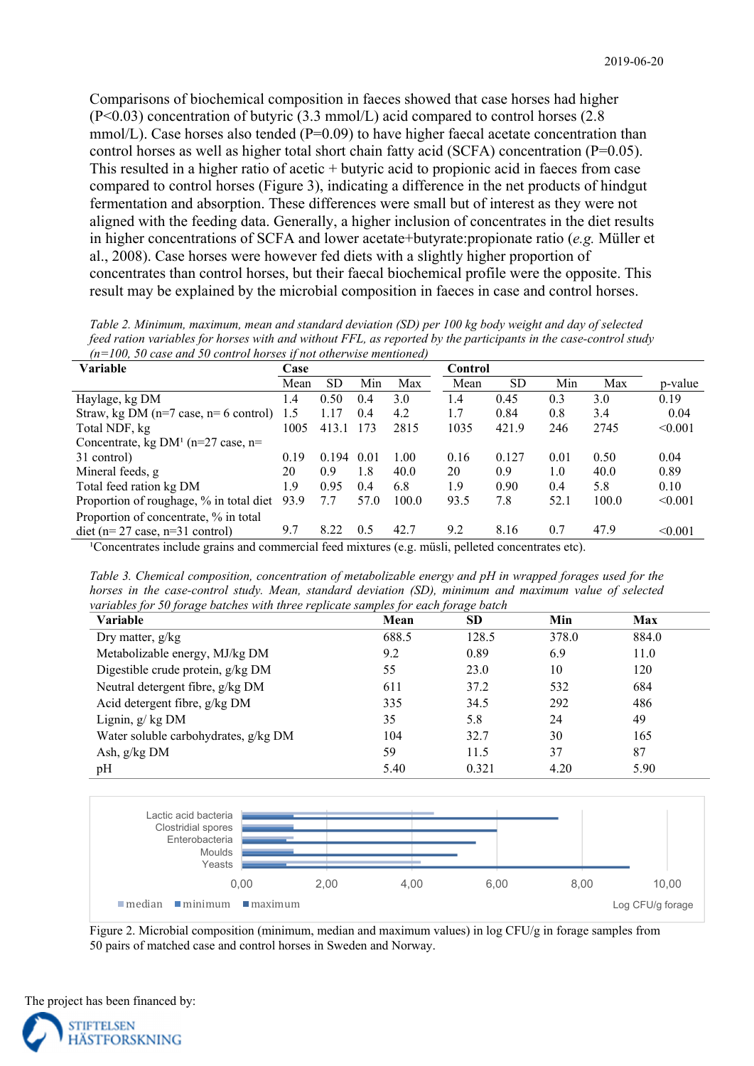Comparisons of biochemical composition in faeces showed that case horses had higher ($P<0.03$) concentration of butyric (3.3 mmol/L) acid compared to control horses (2.8 mmol/L). Case horses also tended ($P=0.09$) to have higher faecal acetate concentration than control horses as well as higher total short chain fatty acid (SCFA) concentration ($P=0.05$). This resulted in a higher ratio of acetic + butyric acid to propionic acid in faeces from case compared to control horses (Figure 3), indicating a difference in the net products of hindgut fermentation and absorption. These differences were small but of interest as they were not aligned with the feeding data. Generally, a higher inclusion of concentrates in the diet results in higher concentrations of SCFA and lower acetate+butyrate:propionate ratio (*e.g.* Müller et al., 2008). Case horses were however fed diets with a slightly higher proportion of concentrates than control horses, but their faecal biochemical profile were the opposite. This result may be explained by the microbial composition in faeces in case and control horses.

*Table 2. Minimum, maximum, mean and standard deviation (SD) per 100 kg body weight and day of selected feed ration variables for horses with and without FFL, as reported by the participants in the case-control study (n=100, 50 case and 50 control horses if not otherwise mentioned)*

| Variable | Case | | | | Control | | | | |
|---|---|---|---|---|---|---|---|---|---|
| | Mean | SD | Min | Max | Mean | SD | Min | Max | p-value |
| Haylage, kg DM | 1.4 | 0.50 | 0.4 | 3.0 | 1.4 | 0.45 | 0.3 | 3.0 | 0.19 |
| Straw, kg DM (n=7 case, n= 6 control) | 1.5 | 1.17 | 0.4 | 4.2 | 1.7 | 0.84 | 0.8 | 3.4 | 0.04 |
| Total NDF, kg | 1005 | 413.1 | 173 | 2815 | 1035 | 421.9 | 246 | 2745 | <0.001 |
| Concentrate, kg DM[1] (n=27 case, n=31 control) | 0.19 | 0.194 | 0.01 | 1.00 | 0.16 | 0.127 | 0.01 | 0.50 | 0.04 |
| Mineral feeds, g | 20 | 0.9 | 1.8 | 40.0 | 20 | 0.9 | 1.0 | 40.0 | 0.89 |
| Total feed ration kg DM | 1.9 | 0.95 | 0.4 | 6.8 | 1.9 | 0.90 | 0.4 | 5.8 | 0.10 |
| Proportion of roughage, % in total diet | 93.9 | 7.7 | 57.0 | 100.0 | 93.5 | 7.8 | 52.1 | 100.0 | <0.001 |
| Proportion of concentrate, % in total diet (n= 27 case, n=31 control) | 9.7 | 8.22 | 0.5 | 42.7 | 9.2 | 8.16 | 0.7 | 47.9 | <0.001 |

[1]Concentrates include grains and commercial feed mixtures (e.g. müsli, pelleted concentrates etc).

*Table 3. Chemical composition, concentration of metabolizable energy and pH in wrapped forages used for the horses in the case-control study. Mean, standard deviation (SD), minimum and maximum value of selected variables for 50 forage batches with three replicate samples for each forage batch*

| Variable | Mean | SD | Min | Max |
|---|---|---|---|---|
| Dry matter, g/kg | 688.5 | 128.5 | 378.0 | 884.0 |
| Metabolizable energy, MJ/kg DM | 9.2 | 0.89 | 6.9 | 11.0 |
| Digestible crude protein, g/kg DM | 55 | 23.0 | 10 | 120 |
| Neutral detergent fibre, g/kg DM | 611 | 37.2 | 532 | 684 |
| Acid detergent fibre, g/kg DM | 335 | 34.5 | 292 | 486 |
| Lignin, g/ kg DM | 35 | 5.8 | 24 | 49 |
| Water soluble carbohydrates, g/kg DM | 104 | 32.7 | 30 | 165 |
| Ash, g/kg DM | 59 | 11.5 | 37 | 87 |
| pH | 5.40 | 0.321 | 4.20 | 5.90 |

Figure 2. Microbial composition (minimum, median and maximum values) in log CFU/g in forage samples from 50 pairs of matched case and control horses in Sweden and Norway.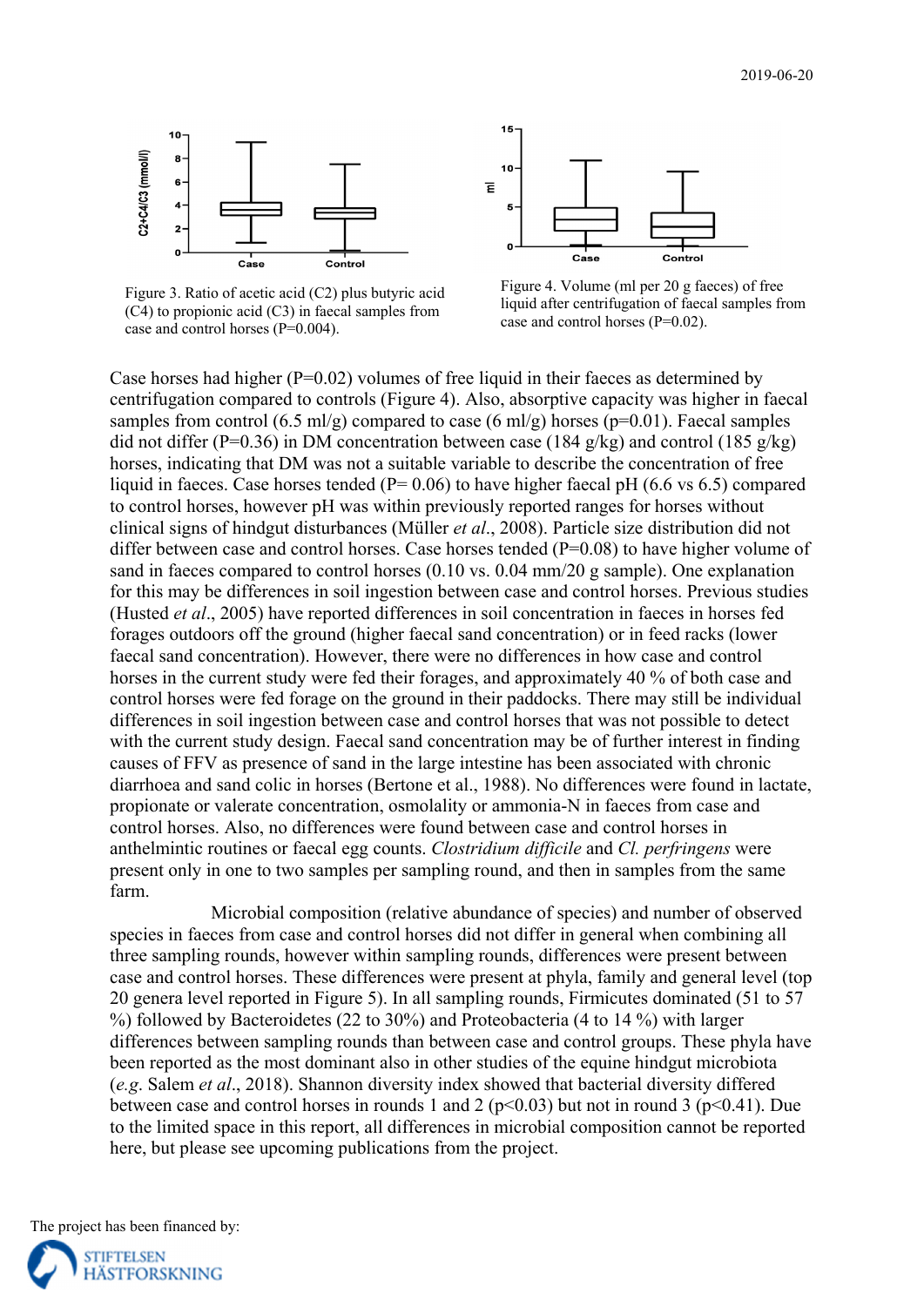Figure 3. Ratio of acetic acid (C2) plus butyric acid (C4) to propionic acid (C3) in faecal samples from case and control horses (P=0.004).

Figure 4. Volume (ml per 20 g faeces) of free liquid after centrifugation of faecal samples from case and control horses (P=0.02).

Case horses had higher (P=0.02) volumes of free liquid in their faeces as determined by centrifugation compared to controls (Figure 4). Also, absorptive capacity was higher in faecal samples from control (6.5 ml/g) compared to case (6 ml/g) horses (p=0.01). Faecal samples did not differ (P=0.36) in DM concentration between case (184 g/kg) and control (185 g/kg) horses, indicating that DM was not a suitable variable to describe the concentration of free liquid in faeces. Case horses tended (P= 0.06) to have higher faecal pH (6.6 vs 6.5) compared to control horses, however pH was within previously reported ranges for horses without clinical signs of hindgut disturbances (Müller *et al.*, 2008). Particle size distribution did not differ between case and control horses. Case horses tended (P=0.08) to have higher volume of sand in faeces compared to control horses (0.10 vs. 0.04 mm/20 g sample). One explanation for this may be differences in soil ingestion between case and control horses. Previous studies (Husted *et al.*, 2005) have reported differences in soil concentration in faeces in horses fed forages outdoors off the ground (higher faecal sand concentration) or in feed racks (lower faecal sand concentration). However, there were no differences in how case and control horses in the current study were fed their forages, and approximately 40 % of both case and control horses were fed forage on the ground in their paddocks. There may still be individual differences in soil ingestion between case and control horses that was not possible to detect with the current study design. Faecal sand concentration may be of further interest in finding causes of FFV as presence of sand in the large intestine has been associated with chronic diarrhoea and sand colic in horses (Bertone et al., 1988). No differences were found in lactate, propionate or valerate concentration, osmolality or ammonia-N in faeces from case and control horses. Also, no differences were found between case and control horses in anthelmintic routines or faecal egg counts. *Clostridium difficile* and *Cl. perfringens* were present only in one to two samples per sampling round, and then in samples from the same farm.

Microbial composition (relative abundance of species) and number of observed species in faeces from case and control horses did not differ in general when combining all three sampling rounds, however within sampling rounds, differences were present between case and control horses. These differences were present at phyla, family and general level (top 20 genera level reported in Figure 5). In all sampling rounds, Firmicutes dominated (51 to 57 %) followed by Bacteroidetes (22 to 30%) and Proteobacteria (4 to 14 %) with larger differences between sampling rounds than between case and control groups. These phyla have been reported as the most dominant also in other studies of the equine hindgut microbiota (*e.g.* Salem *et al*., 2018). Shannon diversity index showed that bacterial diversity differed between case and control horses in rounds 1 and 2 ($p<0.03$) but not in round 3 ($p<0.41$). Due to the limited space in this report, all differences in microbial composition cannot be reported here, but please see upcoming publications from the project.

The project has been financed by:

STIFTELSEN HÄSTFORSKNING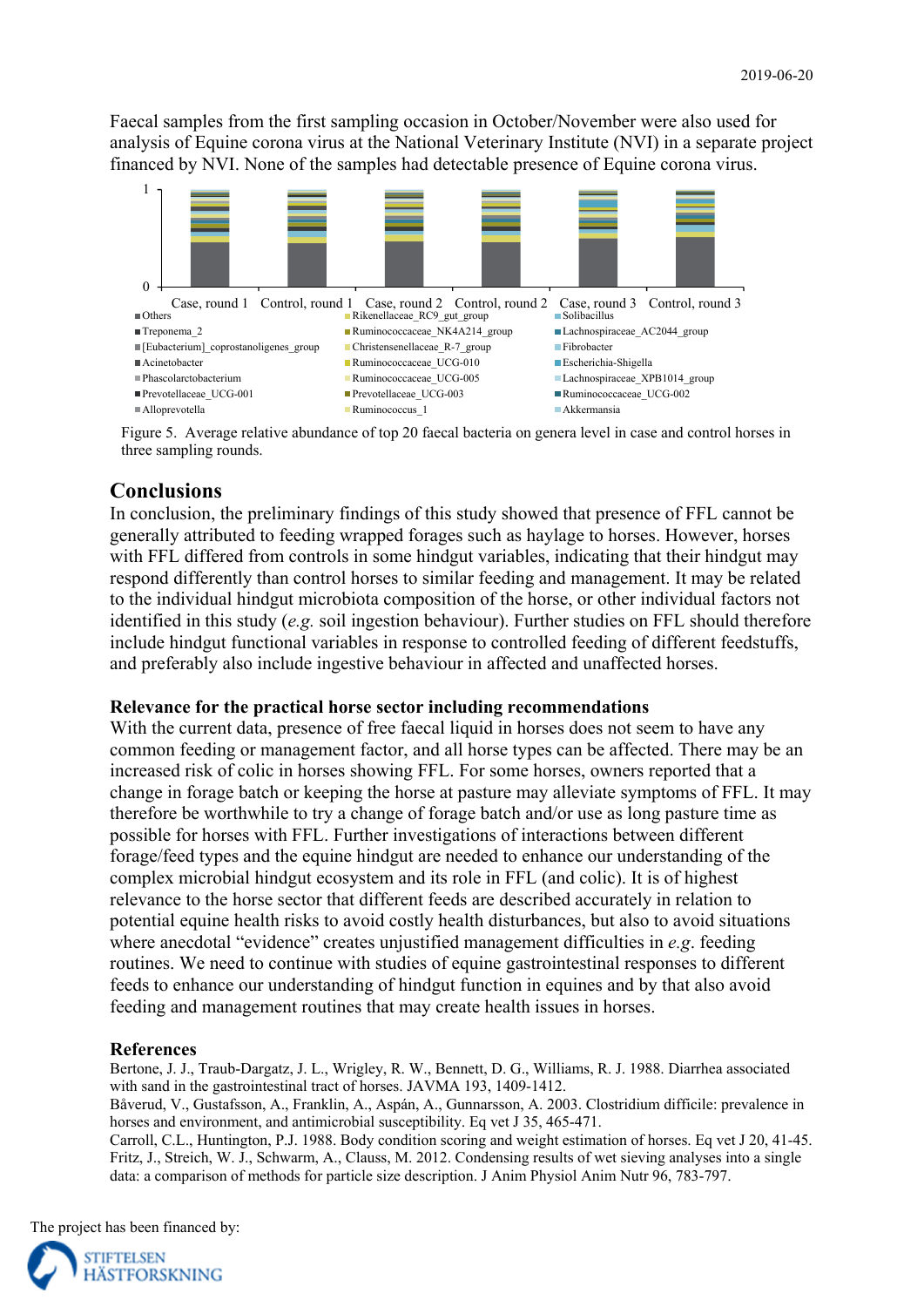Faecal samples from the first sampling occasion in October/November were also used for analysis of Equine corona virus at the National Veterinary Institute (NVI) in a separate project financed by NVI. None of the samples had detectable presence of Equine corona virus.

Figure 5. Average relative abundance of top 20 faecal bacteria on genera level in case and control horses in three sampling rounds.

## Conclusions

In conclusion, the preliminary findings of this study showed that presence of FFL cannot be generally attributed to feeding wrapped forages such as haylage to horses. However, horses with FFL differed from controls in some hindgut variables, indicating that their hindgut may respond differently than control horses to similar feeding and management. It may be related to the individual hindgut microbiota composition of the horse, or other individual factors not identified in this study (*e.g.* soil ingestion behaviour). Further studies on FFL should therefore include hindgut functional variables in response to controlled feeding of different feedstuffs, and preferably also include ingestive behaviour in affected and unaffected horses.

### Relevance for the practical horse sector including recommendations

With the current data, presence of free faecal liquid in horses does not seem to have any common feeding or management factor, and all horse types can be affected. There may be an increased risk of colic in horses showing FFL. For some horses, owners reported that a change in forage batch or keeping the horse at pasture may alleviate symptoms of FFL. It may therefore be worthwhile to try a change of forage batch and/or use as long pasture time as possible for horses with FFL. Further investigations of interactions between different forage/feed types and the equine hindgut are needed to enhance our understanding of the complex microbial hindgut ecosystem and its role in FFL (and colic). It is of highest relevance to the horse sector that different feeds are described accurately in relation to potential equine health risks to avoid costly health disturbances, but also to avoid situations where anecdotal "evidence" creates unjustified management difficulties in *e.g.* feeding routines. We need to continue with studies of equine gastrointestinal responses to different feeds to enhance our understanding of hindgut function in equines and by that also avoid feeding and management routines that may create health issues in horses.

## References

Bertone, J. J., Traub-Dargatz, J. L., Wrigley, R. W., Bennett, D. G., Williams, R. J. 1988. Diarrhea associated with sand in the gastrointestinal tract of horses. JAVMA 193, 1409-1412.

Båverud, V., Gustafsson, A., Franklin, A., Aspán, A., Gunnarsson, A. 2003. Clostridium difficile: prevalence in horses and environment, and antimicrobial susceptibility. Eq vet J 35, 465-471.

Carroll, C.L., Huntington, P.J. 1988. Body condition scoring and weight estimation of horses. Eq vet J 20, 41-45.

Fritz, J., Streich, W. J., Schwarm, A., Clauss, M. 2012. Condensing results of wet sieving analyses into a single data: a comparison of methods for particle size description. J Anim Physiol Anim Nutr 96, 783-797.

The project has been financed by:

STIFTELSEN HÄSTFORSKNING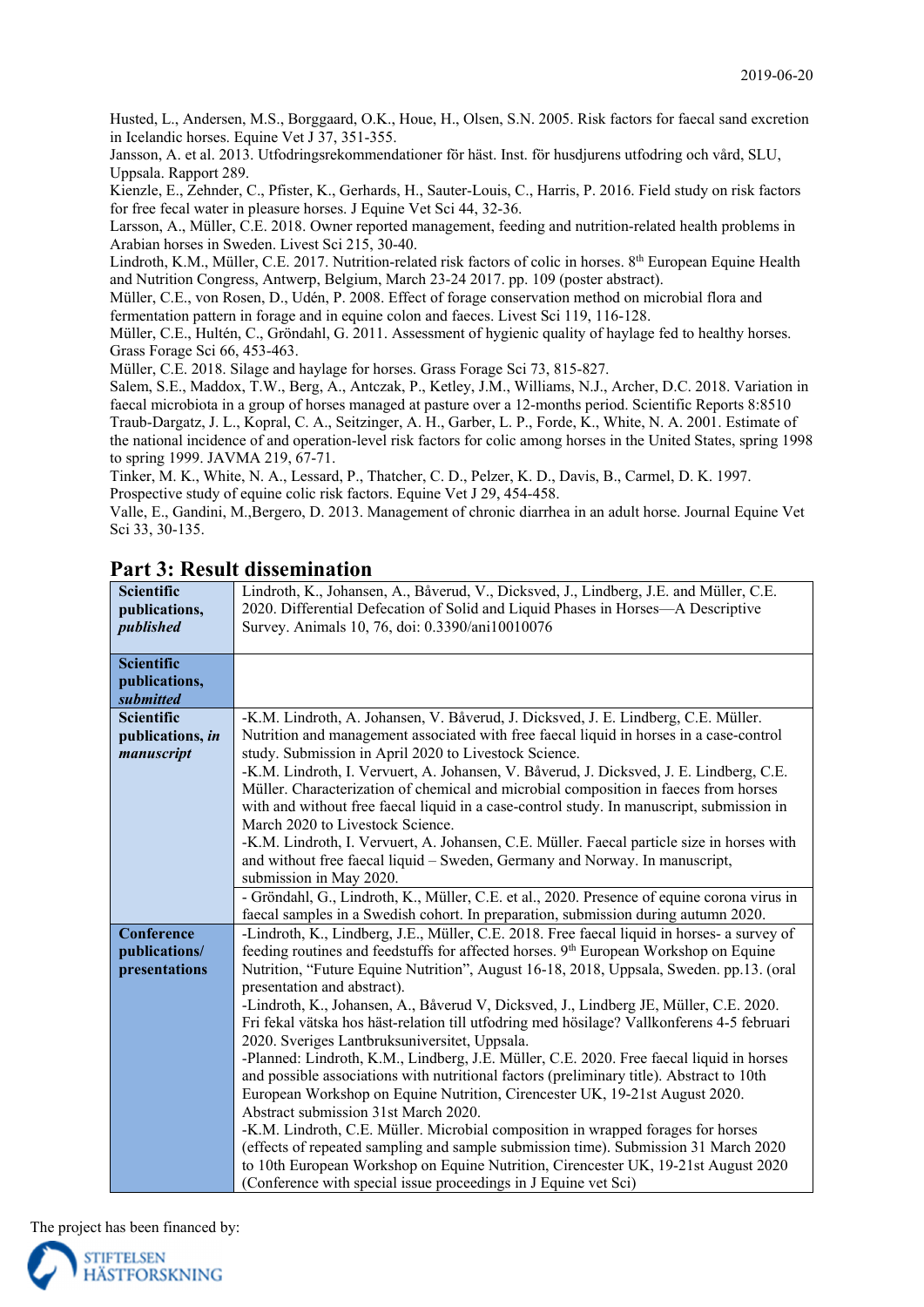Husted, L., Andersen, M.S., Borggaard, O.K., Houe, H., Olsen, S.N. 2005. Risk factors for faecal sand excretion in Icelandic horses. Equine Vet J 37, 351-355.
Jansson, A. et al. 2013. Utfodringsrekommendationer för häst. Inst. för husdjurens utfodring och vård, SLU, Uppsala. Rapport 289.
Kienzle, E., Zehnder, C., Pfister, K., Gerhards, H., Sauter-Louis, C., Harris, P. 2016. Field study on risk factors for free fecal water in pleasure horses. J Equine Vet Sci 44, 32-36.
Larsson, A., Müller, C.E. 2018. Owner reported management, feeding and nutrition-related health problems in Arabian horses in Sweden. Livest Sci 215, 30-40.
Lindroth, K.M., Müller, C.E. 2017. Nutrition-related risk factors of colic in horses. 8th European Equine Health and Nutrition Congress, Antwerp, Belgium, March 23-24 2017. pp. 109 (poster abstract).
Müller, C.E., von Rosen, D., Udén, P. 2008. Effect of forage conservation method on microbial flora and fermentation pattern in forage and in equine colon and faeces. Livest Sci 119, 116-128.
Müller, C.E., Hultén, C., Gröndahl, G. 2011. Assessment of hygienic quality of haylage fed to healthy horses. Grass Forage Sci 66, 453-463.
Müller, C.E. 2018. Silage and haylage for horses. Grass Forage Sci 73, 815-827.
Salem, S.E., Maddox, T.W., Berg, A., Antczak, P., Ketley, J.M., Williams, N.J., Archer, D.C. 2018. Variation in faecal microbiota in a group of horses managed at pasture over a 12-months period. Scientific Reports 8:8510
Traub-Dargatz, J. L., Kopral, C. A., Seitzinger, A. H., Garber, L. P., Forde, K., White, N. A. 2001. Estimate of the national incidence of and operation-level risk factors for colic among horses in the United States, spring 1998 to spring 1999. JAVMA 219, 67-71.
Tinker, M. K., White, N. A., Lessard, P., Thatcher, C. D., Pelzer, K. D., Davis, B., Carmel, D. K. 1997. Prospective study of equine colic risk factors. Equine Vet J 29, 454-458.
Valle, E., Gandini, M.,Bergero, D. 2013. Management of chronic diarrhea in an adult horse. Journal Equine Vet Sci 33, 30-135.

## Part 3: Result dissemination

| | |
|---|---|
| **Scientific publications, *published*** | Lindroth, K., Johansen, A., Båverud, V., Dicksved, J., Lindberg, J.E. and Müller, C.E. 2020. Differential Defecation of Solid and Liquid Phases in Horses—A Descriptive Survey. Animals 10, 76, doi: 0.3390/ani10010076 |
| **Scientific publications, *submitted*** | |
| **Scientific publications, *in manuscript*** | -K.M. Lindroth, A. Johansen, V. Båverud, J. Dicksved, J. E. Lindberg, C.E. Müller. Nutrition and management associated with free faecal liquid in horses in a case-control study. Submission in April 2020 to Livestock Science.<br>-K.M. Lindroth, I. Vervuert, A. Johansen, V. Båverud, J. Dicksved, J. E. Lindberg, C.E. Müller. Characterization of chemical and microbial composition in faeces from horses with and without free faecal liquid in a case-control study. In manuscript, submission in March 2020 to Livestock Science.<br>-K.M. Lindroth, I. Vervuert, A. Johansen, C.E. Müller. Faecal particle size in horses with and without free faecal liquid – Sweden, Germany and Norway. In manuscript, submission in May 2020. |
| | - Gröndahl, G., Lindroth, K., Müller, C.E. et al., 2020. Presence of equine corona virus in faecal samples in a Swedish cohort. In preparation, submission during autumn 2020. |
| **Conference publications/ presentations** | -Lindroth, K., Lindberg, J.E., Müller, C.E. 2018. Free faecal liquid in horses- a survey of feeding routines and feedstuffs for affected horses. 9th European Workshop on Equine Nutrition, "Future Equine Nutrition", August 16-18, 2018, Uppsala, Sweden. pp.13. (oral presentation and abstract).<br>-Lindroth, K., Johansen, A., Båverud V, Dicksved, J., Lindberg JE, Müller, C.E. 2020. Fri fekal vätska hos häst-relation till utfodring med hösilage? Vallkonferens 4-5 februari 2020. Sveriges Lantbruksuniversitet, Uppsala.<br>-Planned: Lindroth, K.M., Lindberg, J.E. Müller, C.E. 2020. Free faecal liquid in horses and possible associations with nutritional factors (preliminary title). Abstract to 10th European Workshop on Equine Nutrition, Cirencester UK, 19-21st August 2020. Abstract submission 31st March 2020.<br>-K.M. Lindroth, C.E. Müller. Microbial composition in wrapped forages for horses (effects of repeated sampling and sample submission time). Submission 31 March 2020 to 10th European Workshop on Equine Nutrition, Cirencester UK, 19-21st August 2020 (Conference with special issue proceedings in J Equine vet Sci) |

The project has been financed by:

STIFTELSEN HÄSTFORSKNING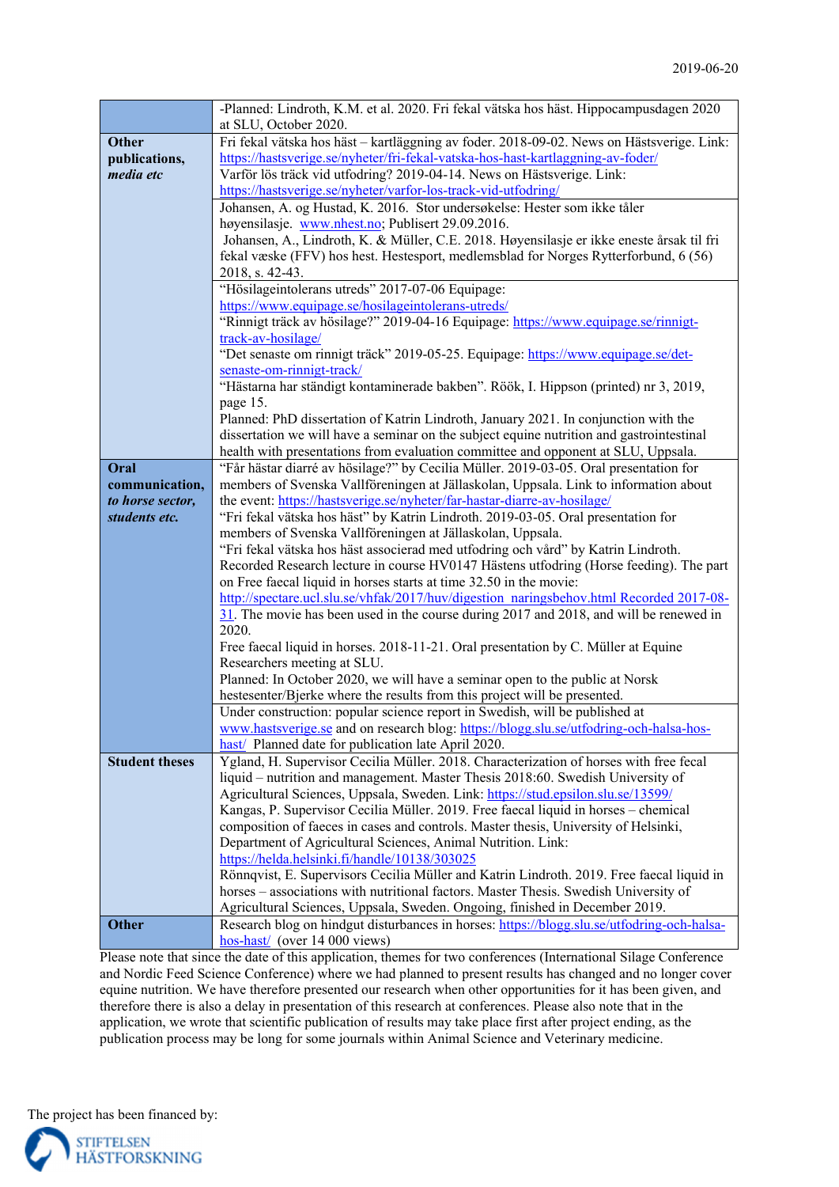| | |
|---|---|
| | -Planned: Lindroth, K.M. et al. 2020. Fri fekal vätska hos häst. Hippocampusdagen 2020 at SLU, October 2020. |
| **Other publications, *media etc*** | Fri fekal vätska hos häst – kartläggning av foder. 2018-09-02. News on Hästsverige. Link: https://hastsverige.se/nyheter/fri-fekal-vatska-hos-hast-kartlaggning-av-foder/ Varför lös träck vid utfodring? 2019-04-14. News on Hästsverige. Link: https://hastsverige.se/nyheter/varfor-los-track-vid-utfodring/ |
| | Johansen, A. og Hustad, K. 2016. Stor undersøkelse: Hester som ikke tåler høyensilasje. www.nhest.no; Publisert 29.09.2016. Johansen, A., Lindroth, K. & Müller, C.E. 2018. Høyensilasje er ikke eneste årsak til fri fekal væske (FFV) hos hest. Hestesport, medlemsblad for Norges Rytterforbund, 6 (56) 2018, s. 42-43. |
| | "Hösilageintolerans utreds" 2017-07-06 Equipage: https://www.equipage.se/hosilageintolerans-utreds/ "Rinnigt träck av hösilage?" 2019-04-16 Equipage: https://www.equipage.se/rinnigt-track-av-hosilage/ "Det senaste om rinnigt träck" 2019-05-25. Equipage: https://www.equipage.se/det-senaste-om-rinnigt-track/ "Hästarna har ständigt kontaminerade bakben". Röök, I. Hippson (printed) nr 3, 2019, page 15. Planned: PhD dissertation of Katrin Lindroth, January 2021. In conjunction with the dissertation we will have a seminar on the subject equine nutrition and gastrointestinal health with presentations from evaluation committee and opponent at SLU, Uppsala. |
| **Oral communication, *to horse sector, students etc.*** | "Får hästar diarré av hösilage?" by Cecilia Müller. 2019-03-05. Oral presentation for members of Svenska Vallföreningen at Jällaskolan, Uppsala. Link to information about the event: https://hastsverige.se/nyheter/far-hastar-diarre-av-hosilage/ "Fri fekal vätska hos häst" by Katrin Lindroth. 2019-03-05. Oral presentation for members of Svenska Vallföreningen at Jällaskolan, Uppsala. "Fri fekal vätska hos häst associerad med utfodring och vård" by Katrin Lindroth. Recorded Research lecture in course HV0147 Hästens utfodring (Horse feeding). The part on Free faecal liquid in horses starts at time 32.50 in the movie: http://spectare.ucl.slu.se/vhfak/2017/huv/digestion_naringsbehov.html Recorded 2017-08-31. The movie has been used in the course during 2017 and 2018, and will be renewed in 2020. Free faecal liquid in horses. 2018-11-21. Oral presentation by C. Müller at Equine Researchers meeting at SLU. Planned: In October 2020, we will have a seminar open to the public at Norsk hestesenter/Bjerke where the results from this project will be presented. |
| | Under construction: popular science report in Swedish, will be published at www.hastsverige.se and on research blog: https://blogg.slu.se/utfodring-och-halsa-hos-hast/ Planned date for publication late April 2020. |
| **Student theses** | Ygland, H. Supervisor Cecilia Müller. 2018. Characterization of horses with free fecal liquid – nutrition and management. Master Thesis 2018:60. Swedish University of Agricultural Sciences, Uppsala, Sweden. Link: https://stud.epsilon.slu.se/13599/ Kangas, P. Supervisor Cecilia Müller. 2019. Free faecal liquid in horses – chemical composition of faeces in cases and controls. Master thesis, University of Helsinki, Department of Agricultural Sciences, Animal Nutrition. Link: https://helda.helsinki.fi/handle/10138/303025 Rönnqvist, E. Supervisors Cecilia Müller and Katrin Lindroth. 2019. Free faecal liquid in horses – associations with nutritional factors. Master Thesis. Swedish University of Agricultural Sciences, Uppsala, Sweden. Ongoing, finished in December 2019. |
| **Other** | Research blog on hindgut disturbances in horses: https://blogg.slu.se/utfodring-och-halsa-hos-hast/ (over 14 000 views) |

Please note that since the date of this application, themes for two conferences (International Silage Conference and Nordic Feed Science Conference) where we had planned to present results has changed and no longer cover equine nutrition. We have therefore presented our research when other opportunities for it has been given, and therefore there is also a delay in presentation of this research at conferences. Please also note that in the application, we wrote that scientific publication of results may take place first after project ending, as the publication process may be long for some journals within Animal Science and Veterinary medicine.

The project has been financed by:

STIFTELSEN HÄSTFORSKNING